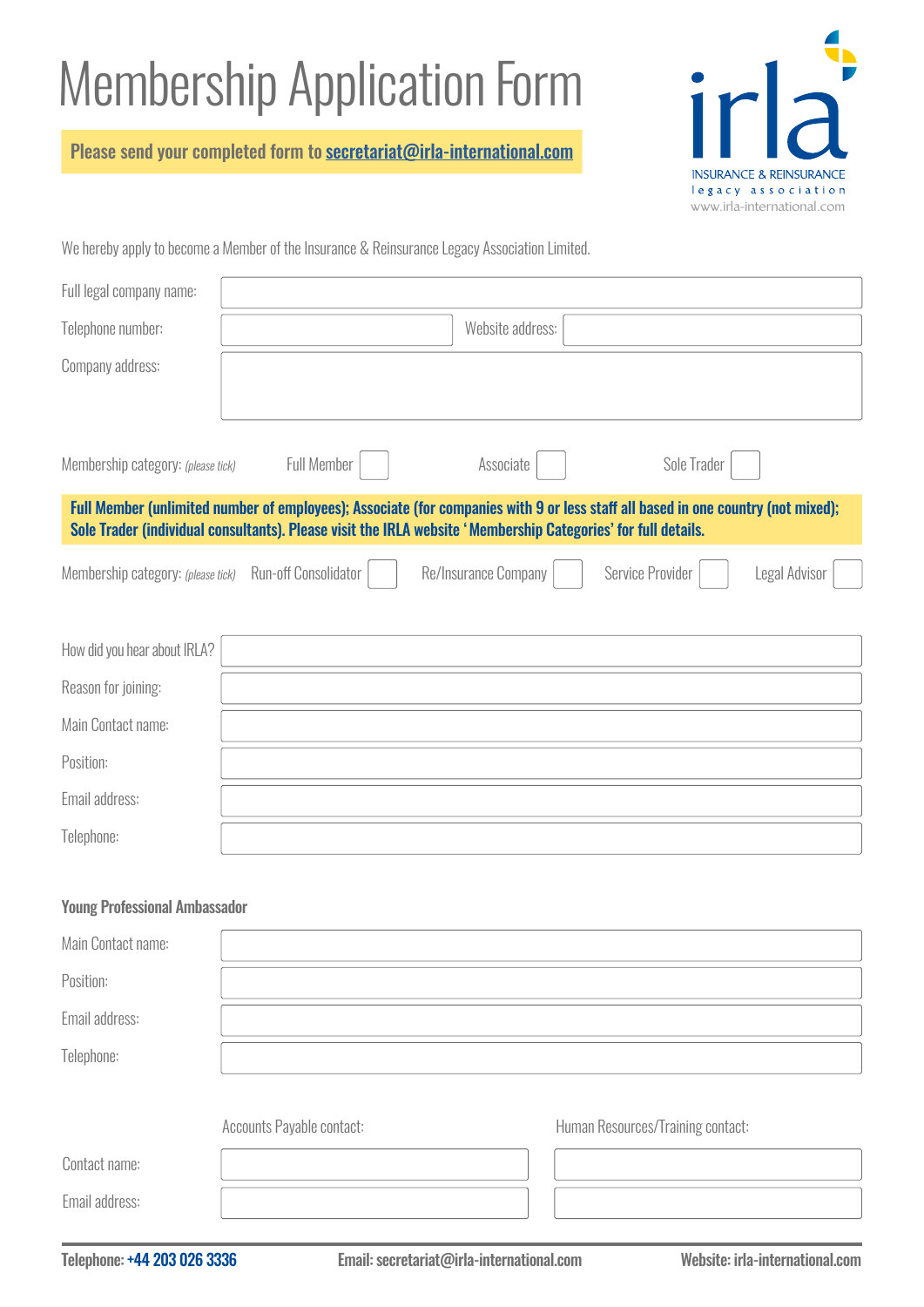# Membership Application Form

**Please send your completed form to secretariat@irla-international.com**

irla
INSURANCE & REINSURANCE
legacy association
www.irla-international.com

We hereby apply to become a Member of the Insurance & Reinsurance Legacy Association Limited.

Full legal company name:

Telephone number: Website address:

Company address:

Membership category: *(please tick)* Full Member ☐ Associate ☐ Sole Trader ☐

**Full Member (unlimited number of employees); Associate (for companies with 9 or less staff all based in one country (not mixed); Sole Trader (individual consultants). Please visit the IRLA website 'Membership Categories' for full details.**

Membership category: *(please tick)* Run-off Consolidator ☐ Re/Insurance Company ☐ Service Provider ☐ Legal Advisor ☐

How did you hear about IRLA?

Reason for joining:

Main Contact name:

Position:

Email address:

Telephone:

**Young Professional Ambassador**

Main Contact name:

Position:

Email address:

Telephone:

| | Accounts Payable contact: | Human Resources/Training contact: |
|---|---|---|
| Contact name: | | |
| Email address: | | |

**Telephone: +44 203 026 3336** **Email: secretariat@irla-international.com** **Website: irla-international.com**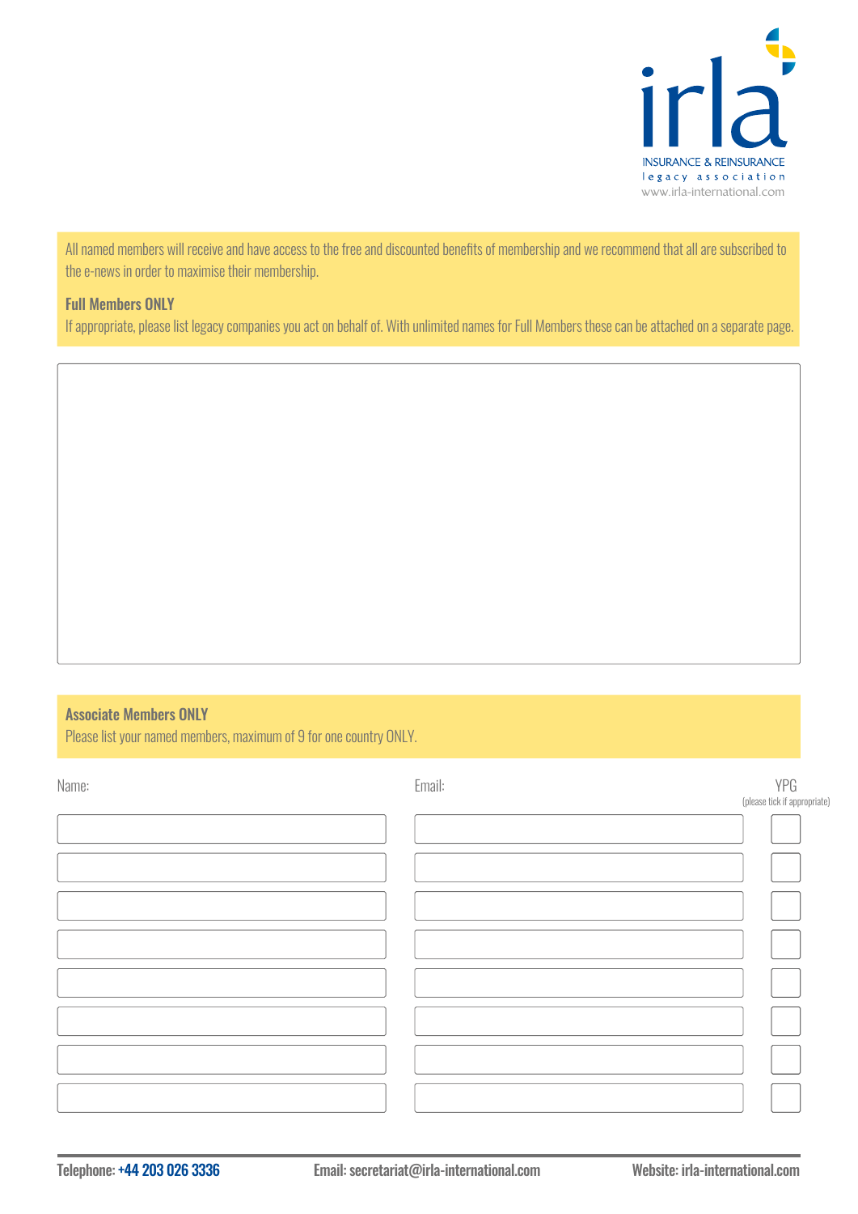irla

INSURANCE & REINSURANCE
legacy association
www.irla-international.com

All named members will receive and have access to the free and discounted benefits of membership and we recommend that all are subscribed to the e-news in order to maximise their membership.

**Full Members ONLY**

If appropriate, please list legacy companies you act on behalf of. With unlimited names for Full Members these can be attached on a separate page.

**Associate Members ONLY**

Please list your named members, maximum of 9 for one country ONLY.

| Name: | Email: | YPG (please tick if appropriate) |
|---|---|---|
| | | |
| | | |
| | | |
| | | |
| | | |
| | | |
| | | |
| | | |

Telephone: +44 203 026 3336 Email: secretariat@irla-international.com Website: irla-international.com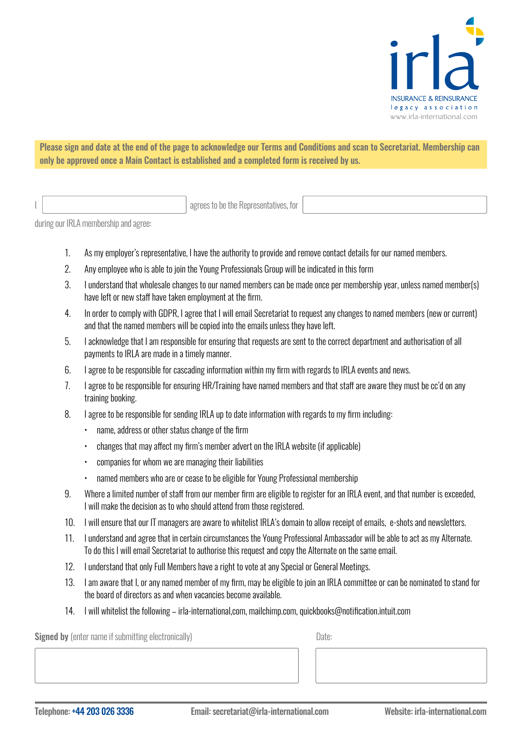**Please sign and date at the end of the page to acknowledge our Terms and Conditions and scan to Secretariat. Membership can only be approved once a Main Contact is established and a completed form is received by us.**

I ______________________ agrees to be the Representatives, for ______________________

during our IRLA membership and agree:

1. As my employer's representative, I have the authority to provide and remove contact details for our named members.
2. Any employee who is able to join the Young Professionals Group will be indicated in this form
3. I understand that wholesale changes to our named members can be made once per membership year, unless named member(s) have left or new staff have taken employment at the firm.
4. In order to comply with GDPR, I agree that I will email Secretariat to request any changes to named members (new or current) and that the named members will be copied into the emails unless they have left.
5. I acknowledge that I am responsible for ensuring that requests are sent to the correct department and authorisation of all payments to IRLA are made in a timely manner.
6. I agree to be responsible for cascading information within my firm with regards to IRLA events and news.
7. I agree to be responsible for ensuring HR/Training have named members and that staff are aware they must be cc'd on any training booking.
8. I agree to be responsible for sending IRLA up to date information with regards to my firm including:
   - name, address or other status change of the firm
   - changes that may affect my firm's member advert on the IRLA website (if applicable)
   - companies for whom we are managing their liabilities
   - named members who are or cease to be eligible for Young Professional membership
9. Where a limited number of staff from our member firm are eligible to register for an IRLA event, and that number is exceeded, I will make the decision as to who should attend from those registered.
10. I will ensure that our IT managers are aware to whitelist IRLA's domain to allow receipt of emails, e-shots and newsletters.
11. I understand and agree that in certain circumstances the Young Professional Ambassador will be able to act as my Alternate. To do this I will email Secretariat to authorise this request and copy the Alternate on the same email.
12. I understand that only Full Members have a right to vote at any Special or General Meetings.
13. I am aware that I, or any named member of my firm, may be eligible to join an IRLA committee or can be nominated to stand for the board of directors as and when vacancies become available.
14. I will whitelist the following – irla-international,com, mailchimp.com, quickbooks@notification.intuit.com

**Signed by** (enter name if submitting electronically)

Date:

Telephone: +44 203 026 3336 Email: secretariat@irla-international.com Website: irla-international.com